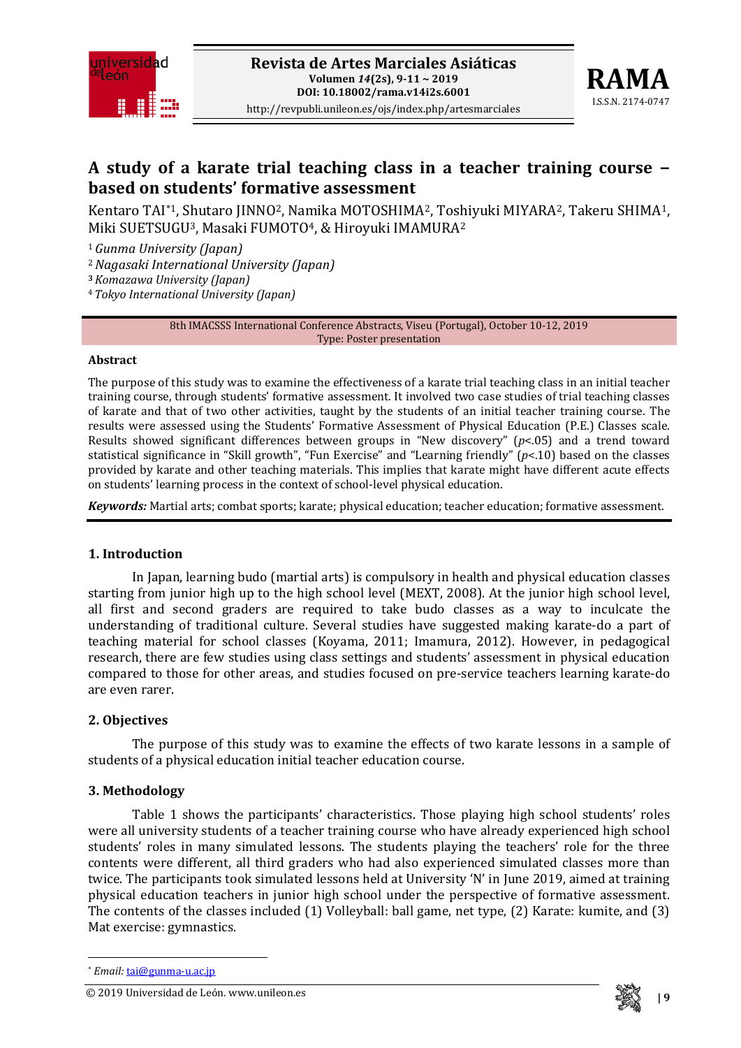# A study of a karate trial teaching class in a teacher training course – based on students' formative assessment

Kentaro TAI*[1], Shutaro JINNO[2], Namika MOTOSHIMA[2], Toshiyuki MIYARA[2], Takeru SHIMA[1], Miki SUETSUGU[3], Masaki FUMOTO[4], & Hiroyuki IMAMURA[2]

[1] *Gunma University (Japan)*
[2] *Nagasaki International University (Japan)*
[3] *Komazawa University (Japan)*
[4] *Tokyo International University (Japan)*

8th IMACSSS International Conference Abstracts, Viseu (Portugal), October 10-12, 2019
Type: Poster presentation

**Abstract**

The purpose of this study was to examine the effectiveness of a karate trial teaching class in an initial teacher training course, through students' formative assessment. It involved two case studies of trial teaching classes of karate and that of two other activities, taught by the students of an initial teacher training course. The results were assessed using the Students' Formative Assessment of Physical Education (P.E.) Classes scale. Results showed significant differences between groups in "New discovery" ($p$<.05) and a trend toward statistical significance in "Skill growth", "Fun Exercise" and "Learning friendly" ($p$<.10) based on the classes provided by karate and other teaching materials. This implies that karate might have different acute effects on students' learning process in the context of school-level physical education.

***Keywords:*** Martial arts; combat sports; karate; physical education; teacher education; formative assessment.

## 1. Introduction

In Japan, learning budo (martial arts) is compulsory in health and physical education classes starting from junior high up to the high school level (MEXT, 2008). At the junior high school level, all first and second graders are required to take budo classes as a way to inculcate the understanding of traditional culture. Several studies have suggested making karate-do a part of teaching material for school classes (Koyama, 2011; Imamura, 2012). However, in pedagogical research, there are few studies using class settings and students' assessment in physical education compared to those for other areas, and studies focused on pre-service teachers learning karate-do are even rarer.

## 2. Objectives

The purpose of this study was to examine the effects of two karate lessons in a sample of students of a physical education initial teacher education course.

## 3. Methodology

Table 1 shows the participants' characteristics. Those playing high school students' roles were all university students of a teacher training course who have already experienced high school students' roles in many simulated lessons. The students playing the teachers' role for the three contents were different, all third graders who had also experienced simulated classes more than twice. The participants took simulated lessons held at University 'N' in June 2019, aimed at training physical education teachers in junior high school under the perspective of formative assessment. The contents of the classes included (1) Volleyball: ball game, net type, (2) Karate: kumite, and (3) Mat exercise: gymnastics.

* *Email:* tai@gunma-u.ac.jp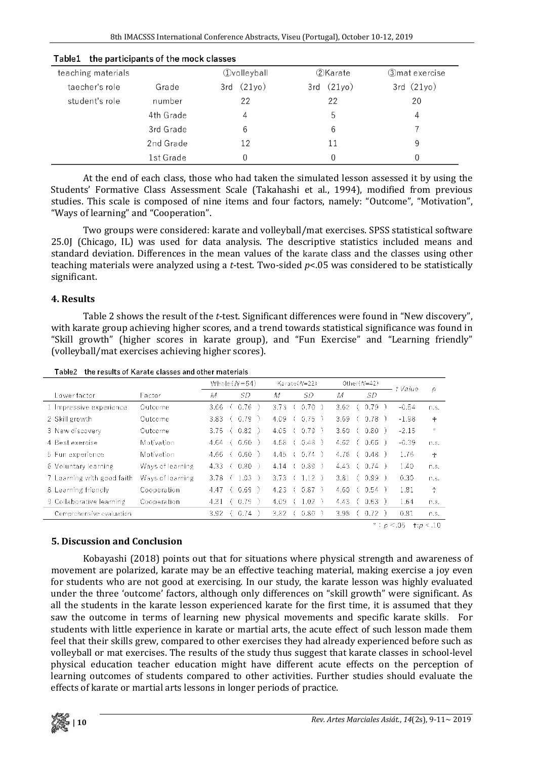Table1 the participants of the mock classes

| teaching materials | | ①volleyball | ②Karate | ③mat exercise |
|---|---|---|---|---|
| taecher's role | Grade | 3rd (21yo) | 3rd (21yo) | 3rd (21yo) |
| student's role | number | 22 | 22 | 20 |
| | 4th Grade | 4 | 5 | 4 |
| | 3rd Grade | 6 | 6 | 7 |
| | 2nd Grade | 12 | 11 | 9 |
| | 1st Grade | 0 | 0 | 0 |

At the end of each class, those who had taken the simulated lesson assessed it by using the Students' Formative Class Assessment Scale (Takahashi et al., 1994), modified from previous studies. This scale is composed of nine items and four factors, namely: "Outcome", "Motivation", "Ways of learning" and "Cooperation".

Two groups were considered: karate and volleyball/mat exercises. SPSS statistical software 25.0J (Chicago, IL) was used for data analysis. The descriptive statistics included means and standard deviation. Differences in the mean values of the karate class and the classes using other teaching materials were analyzed using a *t*-test. Two-sided $p<.05$ was considered to be statistically significant.

## 4. Results

Table 2 shows the result of the *t*-test. Significant differences were found in "New discovery", with karate group achieving higher scores, and a trend towards statistical significance was found in "Skill growth" (higher scores in karate group), and "Fun Exercise" and "Learning friendly" (volleyball/mat exercises achieving higher scores).

Table2 the results of Karate classes and other materials

| Lower factor | Factor | Whole($N$=64) *M* | *SD* | Karate($N$=22) *M* | *SD* | Other($N$=42) *M* | *SD* | *t* Value | *p* |
|---|---|---|---|---|---|---|---|---|---|
| 1 Impressive experience | Outcome | 3.66 | ( 0.76 ) | 3.73 | ( 0.70 ) | 3.62 | ( 0.79 ) | -0.54 | n.s. |
| 2 Skill growth | Outcome | 3.83 | ( 0.79 ) | 4.09 | ( 0.75 ) | 3.69 | ( 0.78 ) | -1.98 | † |
| 3 New discovery | Outcome | 3.75 | ( 0.82 ) | 4.05 | ( 0.79 ) | 3.60 | ( 0.80 ) | -2.15 | * |
| 4 Best exercise | Motivation | 4.64 | ( 0.60 ) | 4.68 | ( 0.48 ) | 4.62 | ( 0.66 ) | -0.39 | n.s. |
| 5 Fun experience | Motivation | 4.66 | ( 0.60 ) | 4.45 | ( 0.74 ) | 4.76 | ( 0.48 ) | 1.76 | † |
| 6 Voluntary learning | Ways of learning | 4.33 | ( 0.80 ) | 4.14 | ( 0.89 ) | 4.43 | ( 0.74 ) | 1.40 | n.s. |
| 7 Learning with good faith | Ways of learning | 3.78 | ( 1.03 ) | 3.73 | ( 1.12 ) | 3.81 | ( 0.99 ) | 0.30 | n.s. |
| 8 Learning friendly | Cooperation | 4.47 | ( 0.69 ) | 4.23 | ( 0.87 ) | 4.60 | ( 0.54 ) | 1.81 | † |
| 9 Collaborative learning | Cooperation | 4.31 | ( 0.79 ) | 4.09 | ( 1.02 ) | 4.43 | ( 0.63 ) | 1.64 | n.s. |
| Comprehensive evaluation | | 3.92 | ( 0.74 ) | 3.82 | ( 0.80 ) | 3.98 | ( 0.72 ) | 0.81 | n.s. |

* : $p<.05$ †: $p<.10$

## 5. Discussion and Conclusion

Kobayashi (2018) points out that for situations where physical strength and awareness of movement are polarized, karate may be an effective teaching material, making exercise a joy even for students who are not good at exercising. In our study, the karate lesson was highly evaluated under the three 'outcome' factors, although only differences on "skill growth" were significant. As all the students in the karate lesson experienced karate for the first time, it is assumed that they saw the outcome in terms of learning new physical movements and specific karate skills. For students with little experience in karate or martial arts, the acute effect of such lesson made them feel that their skills grew, compared to other exercises they had already experienced before such as volleyball or mat exercises. The results of the study thus suggest that karate classes in school-level physical education teacher education might have different acute effects on the perception of learning outcomes of students compared to other activities. Further studies should evaluate the effects of karate or martial arts lessons in longer periods of practice.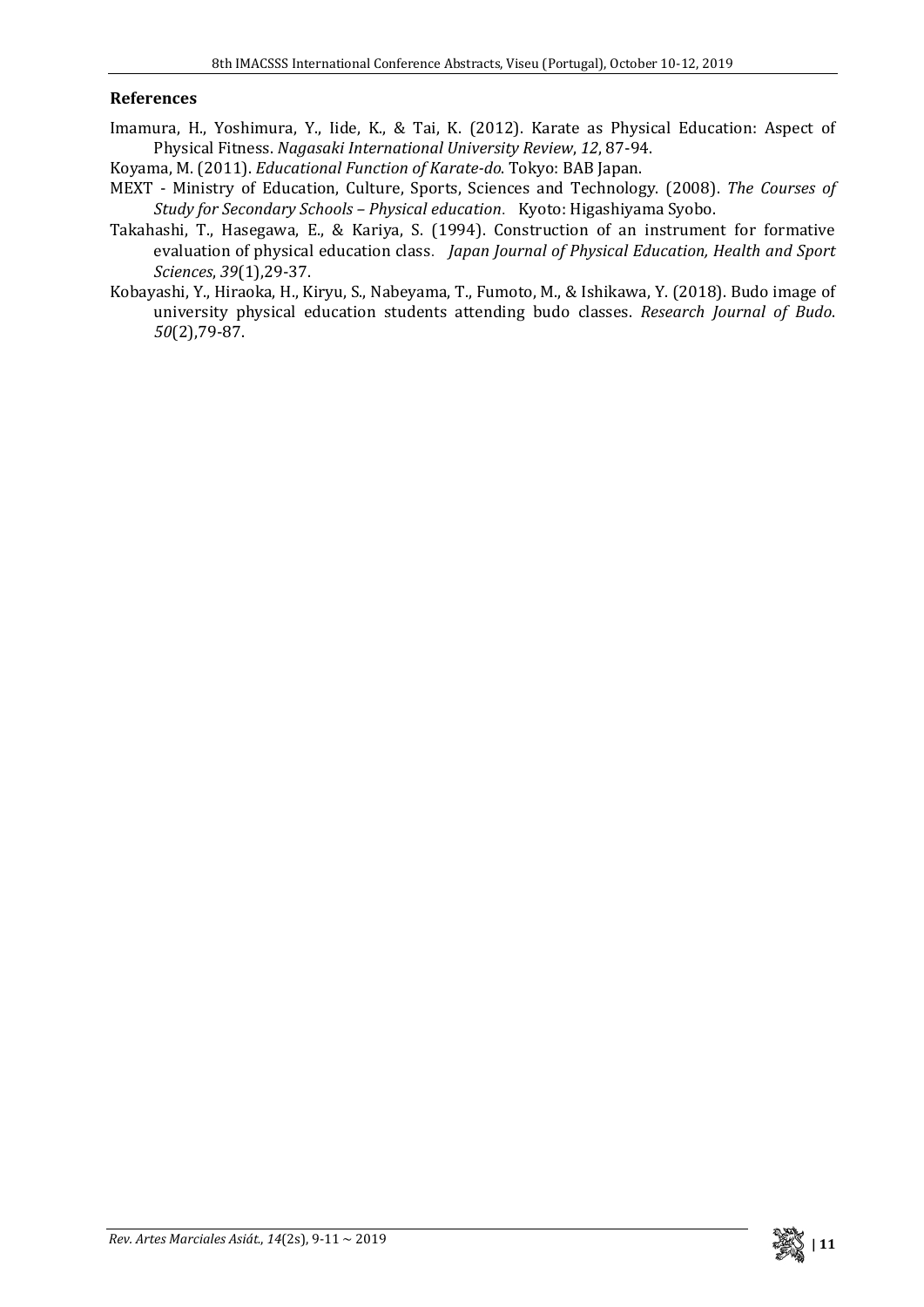## References

Imamura, H., Yoshimura, Y., Iide, K., & Tai, K. (2012). Karate as Physical Education: Aspect of Physical Fitness. *Nagasaki International University Review*, *12*, 87-94.

Koyama, M. (2011). *Educational Function of Karate-do*. Tokyo: BAB Japan.

MEXT - Ministry of Education, Culture, Sports, Sciences and Technology. (2008). *The Courses of Study for Secondary Schools – Physical education*. Kyoto: Higashiyama Syobo.

Takahashi, T., Hasegawa, E., & Kariya, S. (1994). Construction of an instrument for formative evaluation of physical education class. *Japan Journal of Physical Education, Health and Sport Sciences*, *39*(1),29-37.

Kobayashi, Y., Hiraoka, H., Kiryu, S., Nabeyama, T., Fumoto, M., & Ishikawa, Y. (2018). Budo image of university physical education students attending budo classes. *Research Journal of Budo*. *50*(2),79-87.